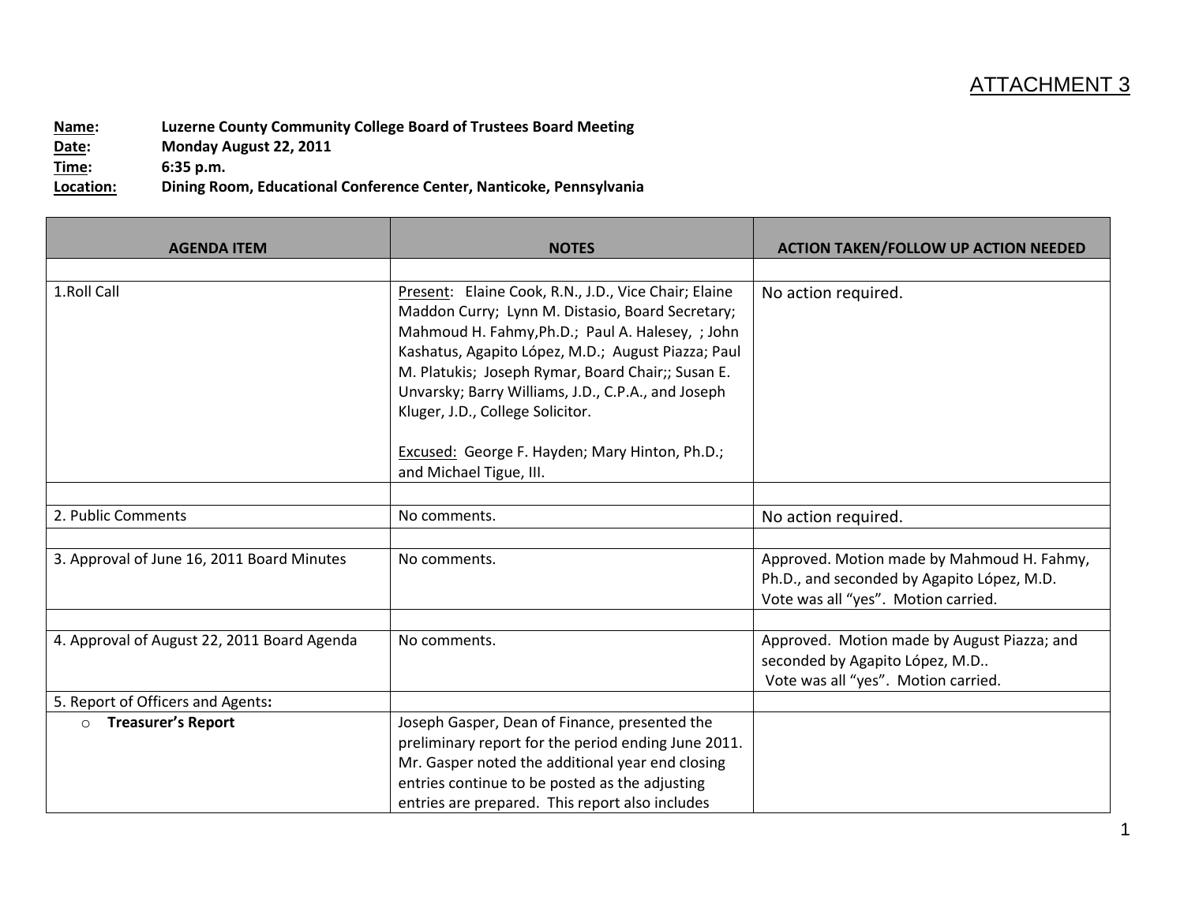ATTACHMENT 3

**Name:** **Luzerne County Community College Board of Trustees Board Meeting**
**Date:** **Monday August 22, 2011**
**Time:** **6:35 p.m.**
**Location:** **Dining Room, Educational Conference Center, Nanticoke, Pennsylvania**

| AGENDA ITEM | NOTES | ACTION TAKEN/FOLLOW UP ACTION NEEDED |
|---|---|---|
| | | |
| 1.Roll Call | Present: Elaine Cook, R.N., J.D., Vice Chair; Elaine Maddon Curry; Lynn M. Distasio, Board Secretary; Mahmoud H. Fahmy,Ph.D.; Paul A. Halesey, ; John Kashatus, Agapito López, M.D.; August Piazza; Paul M. Platukis; Joseph Rymar, Board Chair;; Susan E. Unvarsky; Barry Williams, J.D., C.P.A., and Joseph Kluger, J.D., College Solicitor.<br><br>Excused: George F. Hayden; Mary Hinton, Ph.D.; and Michael Tigue, III. | No action required. |
| | | |
| 2. Public Comments | No comments. | No action required. |
| | | |
| 3. Approval of June 16, 2011 Board Minutes | No comments. | Approved. Motion made by Mahmoud H. Fahmy, Ph.D., and seconded by Agapito López, M.D. Vote was all "yes". Motion carried. |
| | | |
| 4. Approval of August 22, 2011 Board Agenda | No comments. | Approved. Motion made by August Piazza; and seconded by Agapito López, M.D.. Vote was all "yes". Motion carried. |
| 5. Report of Officers and Agents**:** | | |
| ○ **Treasurer's Report** | Joseph Gasper, Dean of Finance, presented the preliminary report for the period ending June 2011. Mr. Gasper noted the additional year end closing entries continue to be posted as the adjusting entries are prepared. This report also includes | |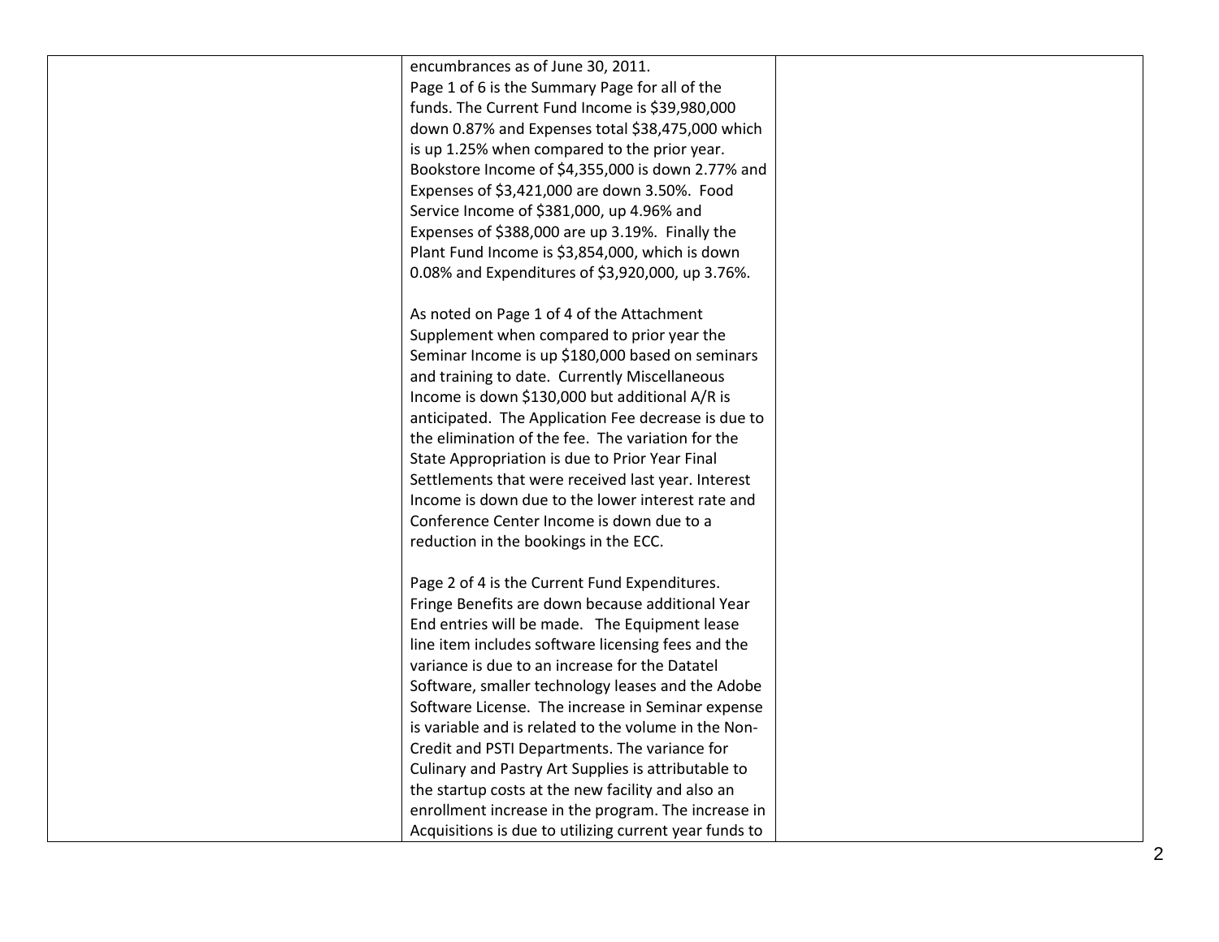| | | |
|---|---|---|
| | encumbrances as of June 30, 2011.<br>Page 1 of 6 is the Summary Page for all of the funds. The Current Fund Income is $39,980,000 down 0.87% and Expenses total $38,475,000 which is up 1.25% when compared to the prior year. Bookstore Income of $4,355,000 is down 2.77% and Expenses of $3,421,000 are down 3.50%. Food Service Income of $381,000, up 4.96% and Expenses of $388,000 are up 3.19%. Finally the Plant Fund Income is $3,854,000, which is down 0.08% and Expenditures of $3,920,000, up 3.76%.<br><br>As noted on Page 1 of 4 of the Attachment Supplement when compared to prior year the Seminar Income is up $180,000 based on seminars and training to date. Currently Miscellaneous Income is down $130,000 but additional A/R is anticipated. The Application Fee decrease is due to the elimination of the fee. The variation for the State Appropriation is due to Prior Year Final Settlements that were received last year. Interest Income is down due to the lower interest rate and Conference Center Income is down due to a reduction in the bookings in the ECC.<br><br>Page 2 of 4 is the Current Fund Expenditures. Fringe Benefits are down because additional Year End entries will be made. The Equipment lease line item includes software licensing fees and the variance is due to an increase for the Datatel Software, smaller technology leases and the Adobe Software License. The increase in Seminar expense is variable and is related to the volume in the Non-Credit and PSTI Departments. The variance for Culinary and Pastry Art Supplies is attributable to the startup costs at the new facility and also an enrollment increase in the program. The increase in Acquisitions is due to utilizing current year funds to | |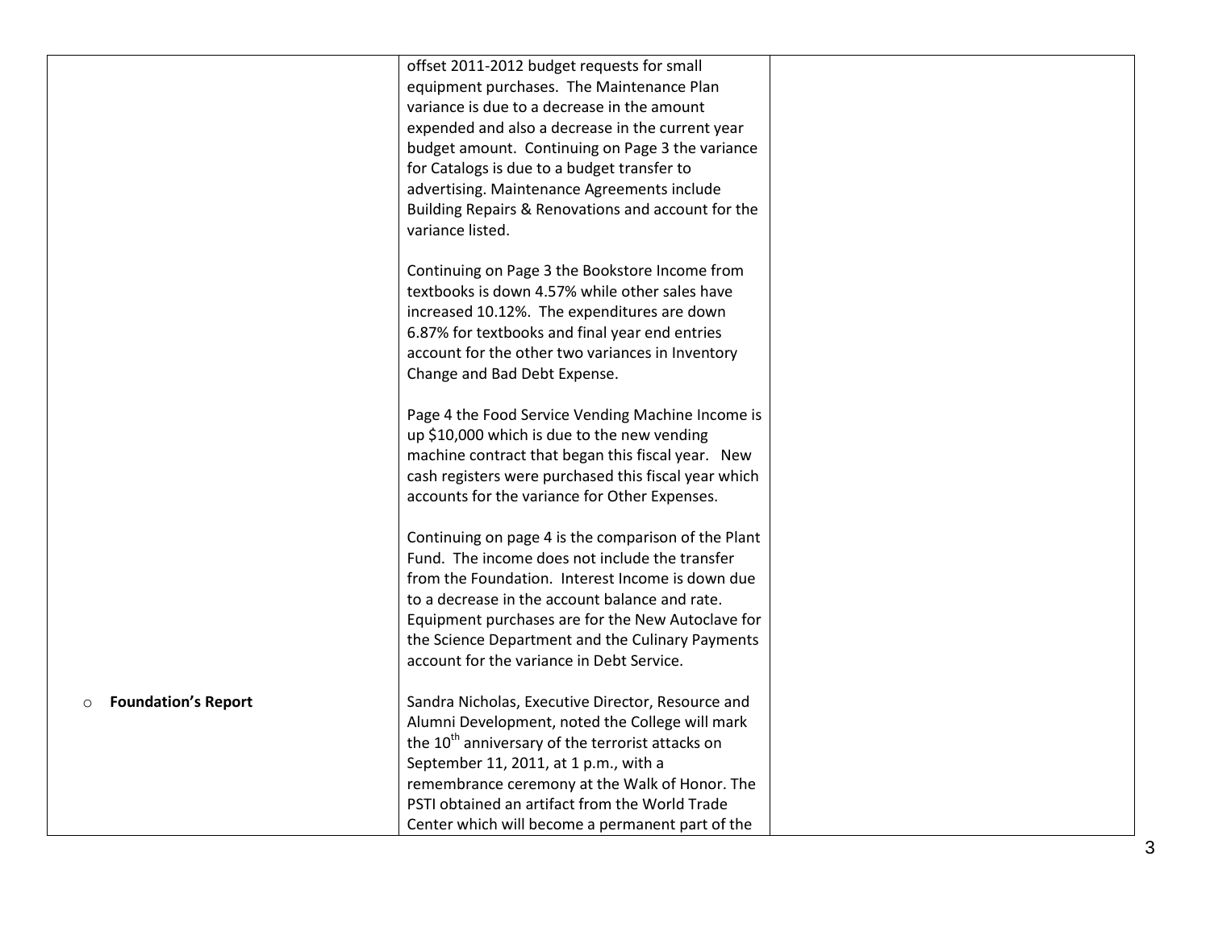| | | |
|---|---|---|
| | offset 2011-2012 budget requests for small equipment purchases. The Maintenance Plan variance is due to a decrease in the amount expended and also a decrease in the current year budget amount. Continuing on Page 3 the variance for Catalogs is due to a budget transfer to advertising. Maintenance Agreements include Building Repairs & Renovations and account for the variance listed.<br><br>Continuing on Page 3 the Bookstore Income from textbooks is down 4.57% while other sales have increased 10.12%. The expenditures are down 6.87% for textbooks and final year end entries account for the other two variances in Inventory Change and Bad Debt Expense.<br><br>Page 4 the Food Service Vending Machine Income is up $10,000 which is due to the new vending machine contract that began this fiscal year. New cash registers were purchased this fiscal year which accounts for the variance for Other Expenses.<br><br>Continuing on page 4 is the comparison of the Plant Fund. The income does not include the transfer from the Foundation. Interest Income is down due to a decrease in the account balance and rate. Equipment purchases are for the New Autoclave for the Science Department and the Culinary Payments account for the variance in Debt Service. | |
| ○ **Foundation's Report** | Sandra Nicholas, Executive Director, Resource and Alumni Development, noted the College will mark the 10th anniversary of the terrorist attacks on September 11, 2011, at 1 p.m., with a remembrance ceremony at the Walk of Honor. The PSTI obtained an artifact from the World Trade Center which will become a permanent part of the | |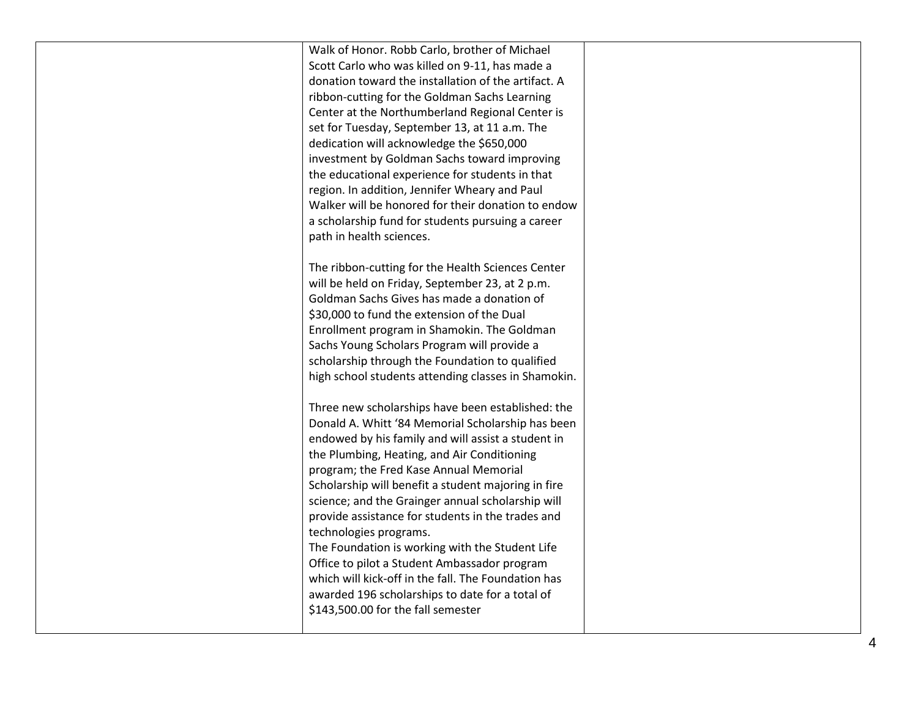| | | |
|---|---|---|
| | Walk of Honor. Robb Carlo, brother of Michael Scott Carlo who was killed on 9-11, has made a donation toward the installation of the artifact. A ribbon-cutting for the Goldman Sachs Learning Center at the Northumberland Regional Center is set for Tuesday, September 13, at 11 a.m. The dedication will acknowledge the $650,000 investment by Goldman Sachs toward improving the educational experience for students in that region. In addition, Jennifer Wheary and Paul Walker will be honored for their donation to endow a scholarship fund for students pursuing a career path in health sciences.<br><br>The ribbon-cutting for the Health Sciences Center will be held on Friday, September 23, at 2 p.m. Goldman Sachs Gives has made a donation of $30,000 to fund the extension of the Dual Enrollment program in Shamokin. The Goldman Sachs Young Scholars Program will provide a scholarship through the Foundation to qualified high school students attending classes in Shamokin.<br><br>Three new scholarships have been established: the Donald A. Whitt '84 Memorial Scholarship has been endowed by his family and will assist a student in the Plumbing, Heating, and Air Conditioning program; the Fred Kase Annual Memorial Scholarship will benefit a student majoring in fire science; and the Grainger annual scholarship will provide assistance for students in the trades and technologies programs.<br>The Foundation is working with the Student Life Office to pilot a Student Ambassador program which will kick-off in the fall. The Foundation has awarded 196 scholarships to date for a total of $143,500.00 for the fall semester | |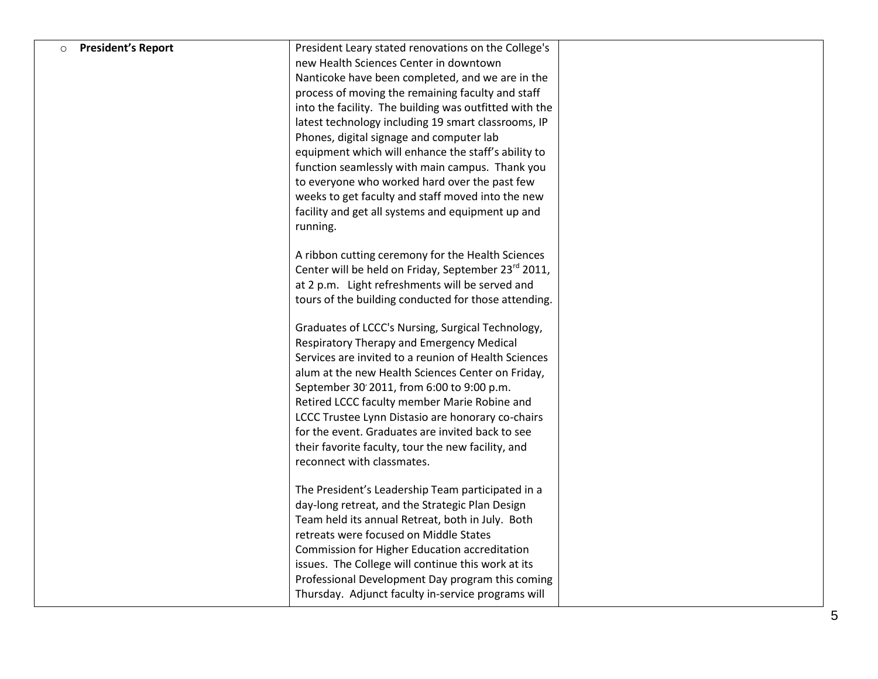| | | |
|---|---|---|
| ○ **President's Report** | President Leary stated renovations on the College's new Health Sciences Center in downtown Nanticoke have been completed, and we are in the process of moving the remaining faculty and staff into the facility. The building was outfitted with the latest technology including 19 smart classrooms, IP Phones, digital signage and computer lab equipment which will enhance the staff's ability to function seamlessly with main campus. Thank you to everyone who worked hard over the past few weeks to get faculty and staff moved into the new facility and get all systems and equipment up and running.<br><br>A ribbon cutting ceremony for the Health Sciences Center will be held on Friday, September 23rd 2011, at 2 p.m. Light refreshments will be served and tours of the building conducted for those attending.<br><br>Graduates of LCCC's Nursing, Surgical Technology, Respiratory Therapy and Emergency Medical Services are invited to a reunion of Health Sciences alum at the new Health Sciences Center on Friday, September 30' 2011, from 6:00 to 9:00 p.m. Retired LCCC faculty member Marie Robine and LCCC Trustee Lynn Distasio are honorary co-chairs for the event. Graduates are invited back to see their favorite faculty, tour the new facility, and reconnect with classmates.<br><br>The President's Leadership Team participated in a day-long retreat, and the Strategic Plan Design Team held its annual Retreat, both in July. Both retreats were focused on Middle States Commission for Higher Education accreditation issues. The College will continue this work at its Professional Development Day program this coming Thursday. Adjunct faculty in-service programs will | |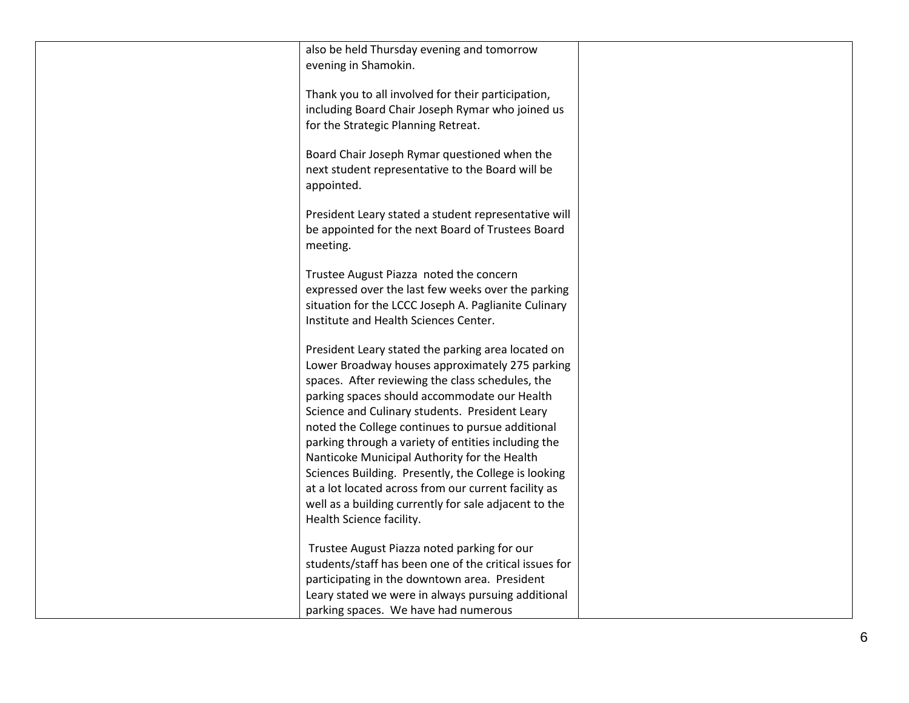| | | |
|---|---|---|
| | also be held Thursday evening and tomorrow evening in Shamokin.<br><br>Thank you to all involved for their participation, including Board Chair Joseph Rymar who joined us for the Strategic Planning Retreat.<br><br>Board Chair Joseph Rymar questioned when the next student representative to the Board will be appointed.<br><br>President Leary stated a student representative will be appointed for the next Board of Trustees Board meeting.<br><br>Trustee August Piazza noted the concern expressed over the last few weeks over the parking situation for the LCCC Joseph A. Paglianite Culinary Institute and Health Sciences Center.<br><br>President Leary stated the parking area located on Lower Broadway houses approximately 275 parking spaces. After reviewing the class schedules, the parking spaces should accommodate our Health Science and Culinary students. President Leary noted the College continues to pursue additional parking through a variety of entities including the Nanticoke Municipal Authority for the Health Sciences Building. Presently, the College is looking at a lot located across from our current facility as well as a building currently for sale adjacent to the Health Science facility.<br><br>Trustee August Piazza noted parking for our students/staff has been one of the critical issues for participating in the downtown area. President Leary stated we were in always pursuing additional parking spaces. We have had numerous | |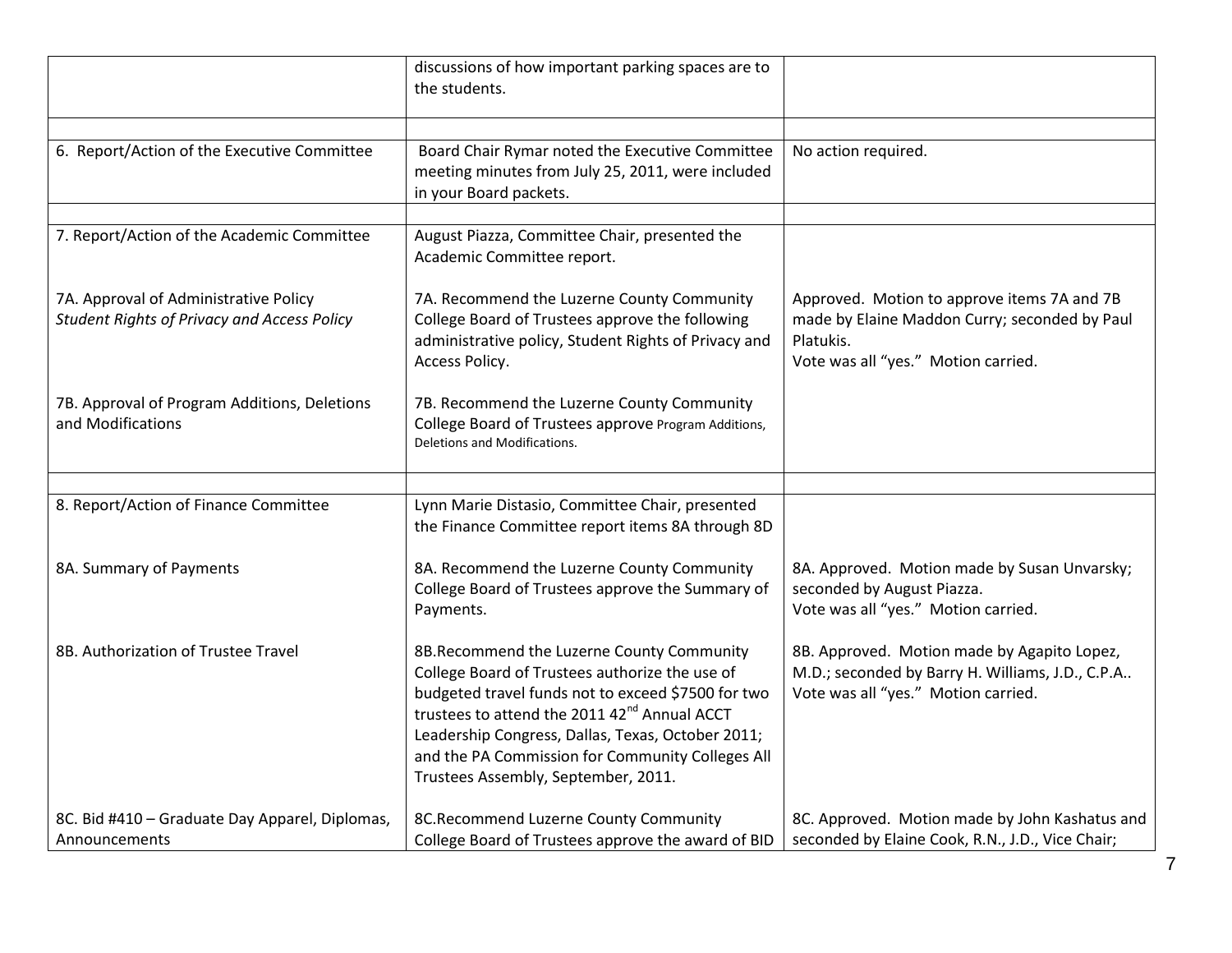| | | |
|---|---|---|
| | discussions of how important parking spaces are to the students. | |
| | | |
| 6. Report/Action of the Executive Committee | Board Chair Rymar noted the Executive Committee meeting minutes from July 25, 2011, were included in your Board packets. | No action required. |
| | | |
| 7. Report/Action of the Academic Committee<br><br>7A. Approval of Administrative Policy *Student Rights of Privacy and Access Policy*<br><br>7B. Approval of Program Additions, Deletions and Modifications | August Piazza, Committee Chair, presented the Academic Committee report.<br><br>7A. Recommend the Luzerne County Community College Board of Trustees approve the following administrative policy, Student Rights of Privacy and Access Policy.<br><br>7B. Recommend the Luzerne County Community College Board of Trustees approve Program Additions, Deletions and Modifications. | <br><br>Approved. Motion to approve items 7A and 7B made by Elaine Maddon Curry; seconded by Paul Platukis.<br>Vote was all "yes." Motion carried. |
| | | |
| 8. Report/Action of Finance Committee<br><br>8A. Summary of Payments<br><br>8B. Authorization of Trustee Travel<br><br>8C. Bid #410 – Graduate Day Apparel, Diplomas, Announcements | Lynn Marie Distasio, Committee Chair, presented the Finance Committee report items 8A through 8D<br><br>8A. Recommend the Luzerne County Community College Board of Trustees approve the Summary of Payments.<br><br>8B.Recommend the Luzerne County Community College Board of Trustees authorize the use of budgeted travel funds not to exceed $7500 for two trustees to attend the 2011 42nd Annual ACCT Leadership Congress, Dallas, Texas, October 2011; and the PA Commission for Community Colleges All Trustees Assembly, September, 2011.<br><br>8C.Recommend Luzerne County Community College Board of Trustees approve the award of BID | <br><br>8A. Approved. Motion made by Susan Unvarsky; seconded by August Piazza.<br>Vote was all "yes." Motion carried.<br><br>8B. Approved. Motion made by Agapito Lopez, M.D.; seconded by Barry H. Williams, J.D., C.P.A..<br>Vote was all "yes." Motion carried.<br><br>8C. Approved. Motion made by John Kashatus and seconded by Elaine Cook, R.N., J.D., Vice Chair; |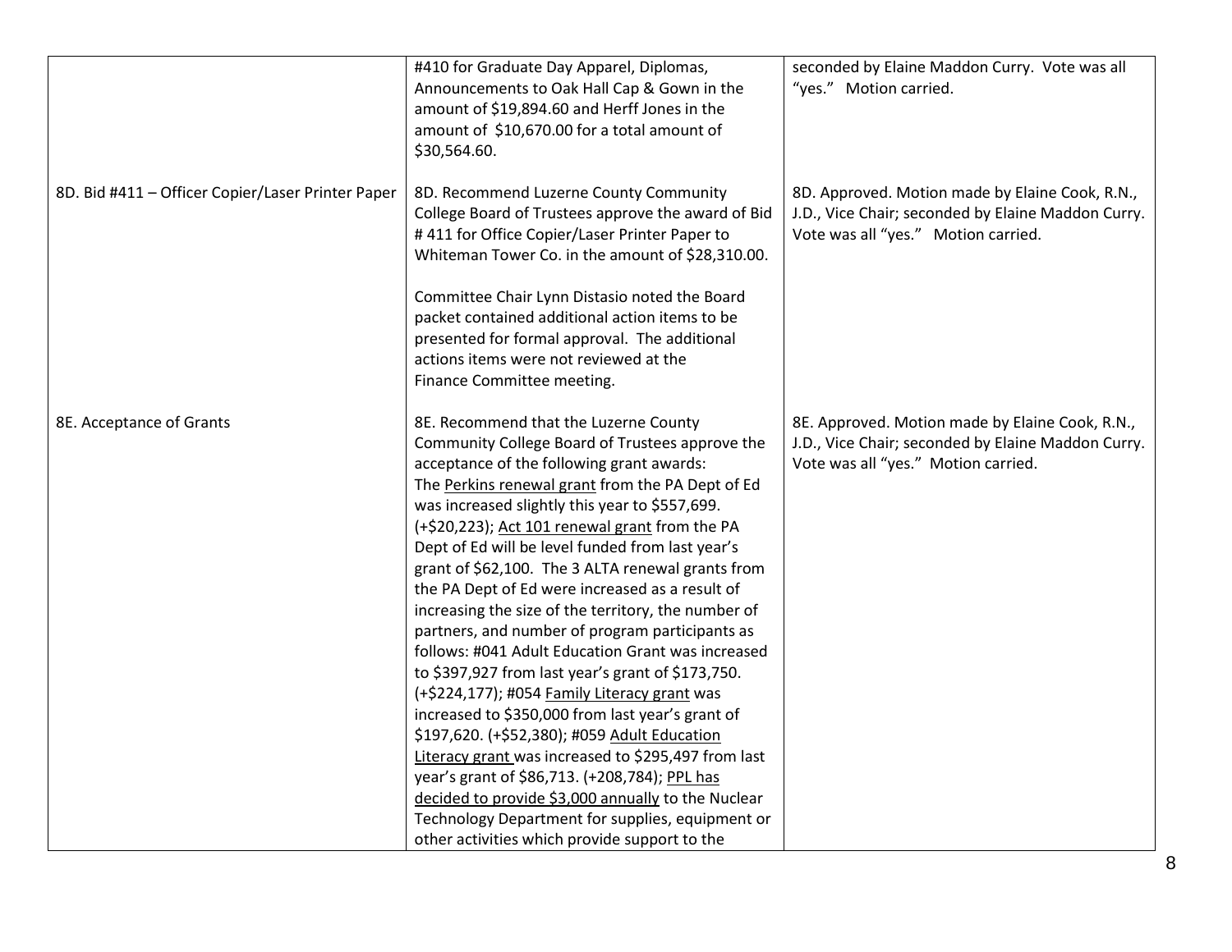| | | |
|---|---|---|
| | #410 for Graduate Day Apparel, Diplomas, Announcements to Oak Hall Cap & Gown in the amount of $19,894.60 and Herff Jones in the amount of $10,670.00 for a total amount of $30,564.60. | seconded by Elaine Maddon Curry. Vote was all "yes." Motion carried. |
| 8D. Bid #411 – Officer Copier/Laser Printer Paper | 8D. Recommend Luzerne County Community College Board of Trustees approve the award of Bid # 411 for Office Copier/Laser Printer Paper to Whiteman Tower Co. in the amount of $28,310.00.<br><br>Committee Chair Lynn Distasio noted the Board packet contained additional action items to be presented for formal approval. The additional actions items were not reviewed at the Finance Committee meeting. | 8D. Approved. Motion made by Elaine Cook, R.N., J.D., Vice Chair; seconded by Elaine Maddon Curry. Vote was all "yes." Motion carried. |
| 8E. Acceptance of Grants | 8E. Recommend that the Luzerne County Community College Board of Trustees approve the acceptance of the following grant awards: The Perkins renewal grant from the PA Dept of Ed was increased slightly this year to $557,699. (+$20,223); Act 101 renewal grant from the PA Dept of Ed will be level funded from last year's grant of $62,100. The 3 ALTA renewal grants from the PA Dept of Ed were increased as a result of increasing the size of the territory, the number of partners, and number of program participants as follows: #041 Adult Education Grant was increased to $397,927 from last year's grant of $173,750. (+$224,177); #054 Family Literacy grant was increased to $350,000 from last year's grant of $197,620. (+$52,380); #059 Adult Education Literacy grant was increased to $295,497 from last year's grant of $86,713. (+208,784); PPL has decided to provide $3,000 annually to the Nuclear Technology Department for supplies, equipment or other activities which provide support to the | 8E. Approved. Motion made by Elaine Cook, R.N., J.D., Vice Chair; seconded by Elaine Maddon Curry. Vote was all "yes." Motion carried. |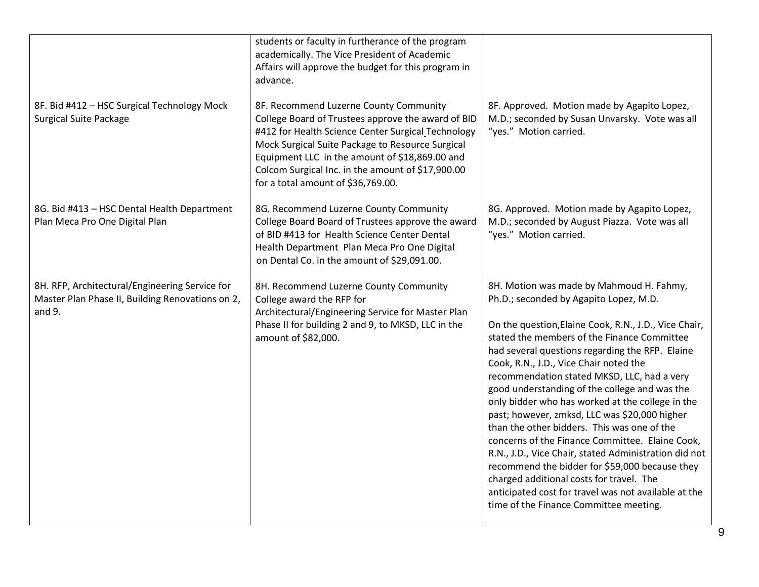| | | |
|---|---|---|
| | students or faculty in furtherance of the program academically. The Vice President of Academic Affairs will approve the budget for this program in advance. | |
| 8F. Bid #412 – HSC Surgical Technology Mock Surgical Suite Package | 8F. Recommend Luzerne County Community College Board of Trustees approve the award of BID #412 for Health Science Center Surgical Technology Mock Surgical Suite Package to Resource Surgical Equipment LLC in the amount of $18,869.00 and Colcom Surgical Inc. in the amount of $17,900.00 for a total amount of $36,769.00. | 8F. Approved. Motion made by Agapito Lopez, M.D.; seconded by Susan Unvarsky. Vote was all "yes." Motion carried. |
| 8G. Bid #413 – HSC Dental Health Department Plan Meca Pro One Digital Plan | 8G. Recommend Luzerne County Community College Board Board of Trustees approve the award of BID #413 for Health Science Center Dental Health Department Plan Meca Pro One Digital on Dental Co. in the amount of $29,091.00. | 8G. Approved. Motion made by Agapito Lopez, M.D.; seconded by August Piazza. Vote was all "yes." Motion carried. |
| 8H. RFP, Architectural/Engineering Service for Master Plan Phase II, Building Renovations on 2, and 9. | 8H. Recommend Luzerne County Community College award the RFP for Architectural/Engineering Service for Master Plan Phase II for building 2 and 9, to MKSD, LLC in the amount of $82,000. | 8H. Motion was made by Mahmoud H. Fahmy, Ph.D.; seconded by Agapito Lopez, M.D.<br><br>On the question,Elaine Cook, R.N., J.D., Vice Chair, stated the members of the Finance Committee had several questions regarding the RFP. Elaine Cook, R.N., J.D., Vice Chair noted the recommendation stated MKSD, LLC, had a very good understanding of the college and was the only bidder who has worked at the college in the past; however, zmksd, LLC was $20,000 higher than the other bidders. This was one of the concerns of the Finance Committee. Elaine Cook, R.N., J.D., Vice Chair, stated Administration did not recommend the bidder for $59,000 because they charged additional costs for travel. The anticipated cost for travel was not available at the time of the Finance Committee meeting. |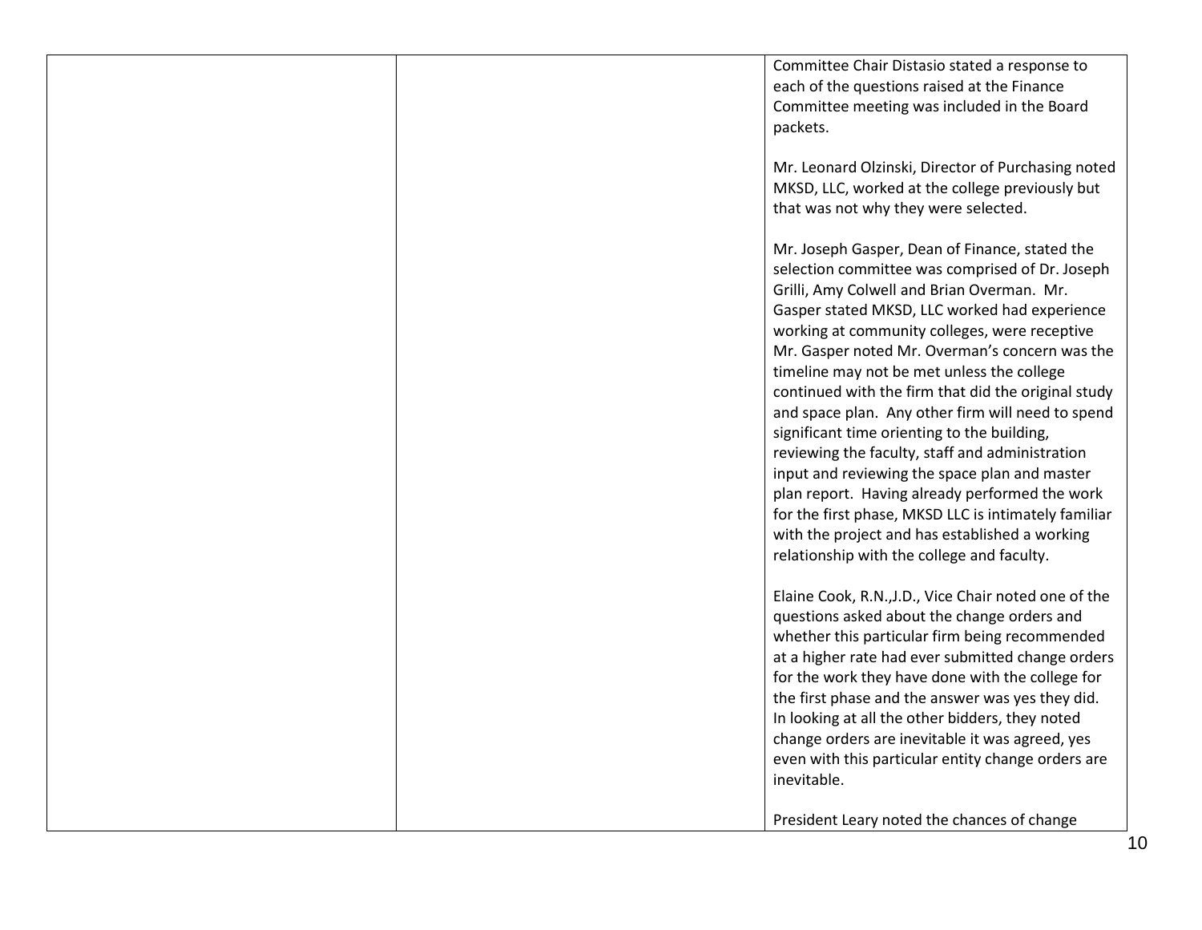| | | |
|---|---|---|
| | | Committee Chair Distasio stated a response to each of the questions raised at the Finance Committee meeting was included in the Board packets.<br><br>Mr. Leonard Olzinski, Director of Purchasing noted MKSD, LLC, worked at the college previously but that was not why they were selected.<br><br>Mr. Joseph Gasper, Dean of Finance, stated the selection committee was comprised of Dr. Joseph Grilli, Amy Colwell and Brian Overman. Mr. Gasper stated MKSD, LLC worked had experience working at community colleges, were receptive Mr. Gasper noted Mr. Overman's concern was the timeline may not be met unless the college continued with the firm that did the original study and space plan. Any other firm will need to spend significant time orienting to the building, reviewing the faculty, staff and administration input and reviewing the space plan and master plan report. Having already performed the work for the first phase, MKSD LLC is intimately familiar with the project and has established a working relationship with the college and faculty.<br><br>Elaine Cook, R.N.,J.D., Vice Chair noted one of the questions asked about the change orders and whether this particular firm being recommended at a higher rate had ever submitted change orders for the work they have done with the college for the first phase and the answer was yes they did. In looking at all the other bidders, they noted change orders are inevitable it was agreed, yes even with this particular entity change orders are inevitable.<br><br>President Leary noted the chances of change |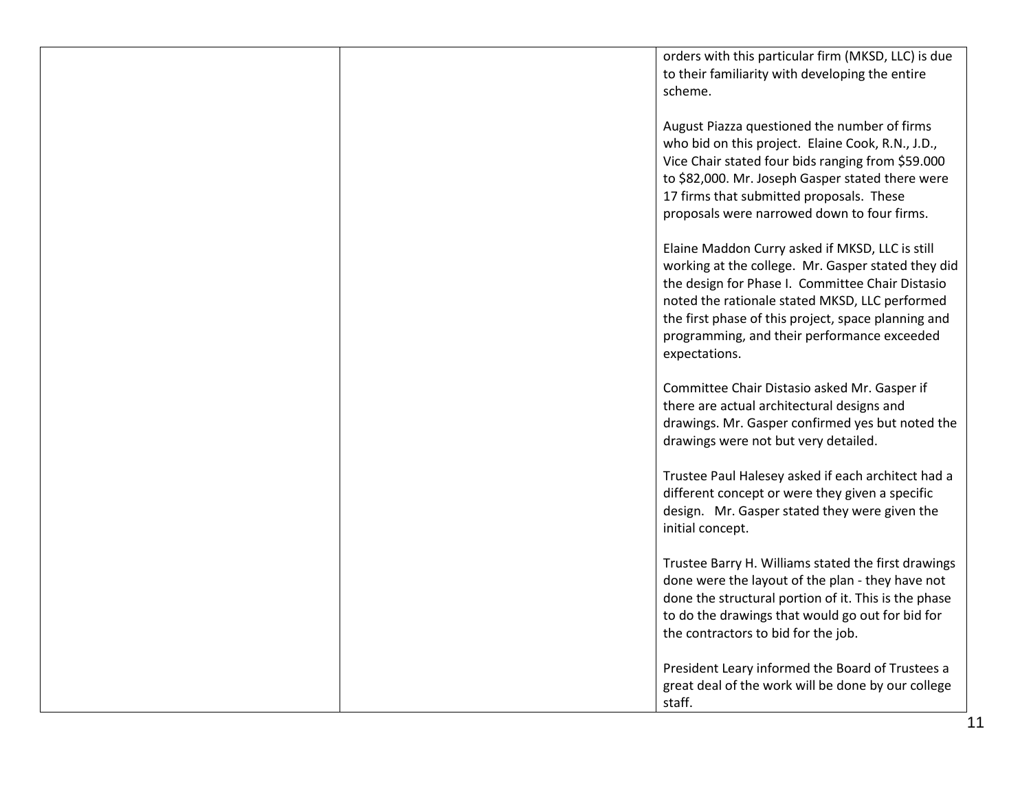|  |  | orders with this particular firm (MKSD, LLC) is due to their familiarity with developing the entire scheme.<br><br>August Piazza questioned the number of firms who bid on this project. Elaine Cook, R.N., J.D., Vice Chair stated four bids ranging from $59.000 to $82,000. Mr. Joseph Gasper stated there were 17 firms that submitted proposals. These proposals were narrowed down to four firms.<br><br>Elaine Maddon Curry asked if MKSD, LLC is still working at the college. Mr. Gasper stated they did the design for Phase I. Committee Chair Distasio noted the rationale stated MKSD, LLC performed the first phase of this project, space planning and programming, and their performance exceeded expectations.<br><br>Committee Chair Distasio asked Mr. Gasper if there are actual architectural designs and drawings. Mr. Gasper confirmed yes but noted the drawings were not but very detailed.<br><br>Trustee Paul Halesey asked if each architect had a different concept or were they given a specific design. Mr. Gasper stated they were given the initial concept.<br><br>Trustee Barry H. Williams stated the first drawings done were the layout of the plan - they have not done the structural portion of it. This is the phase to do the drawings that would go out for bid for the contractors to bid for the job.<br><br>President Leary informed the Board of Trustees a great deal of the work will be done by our college staff. |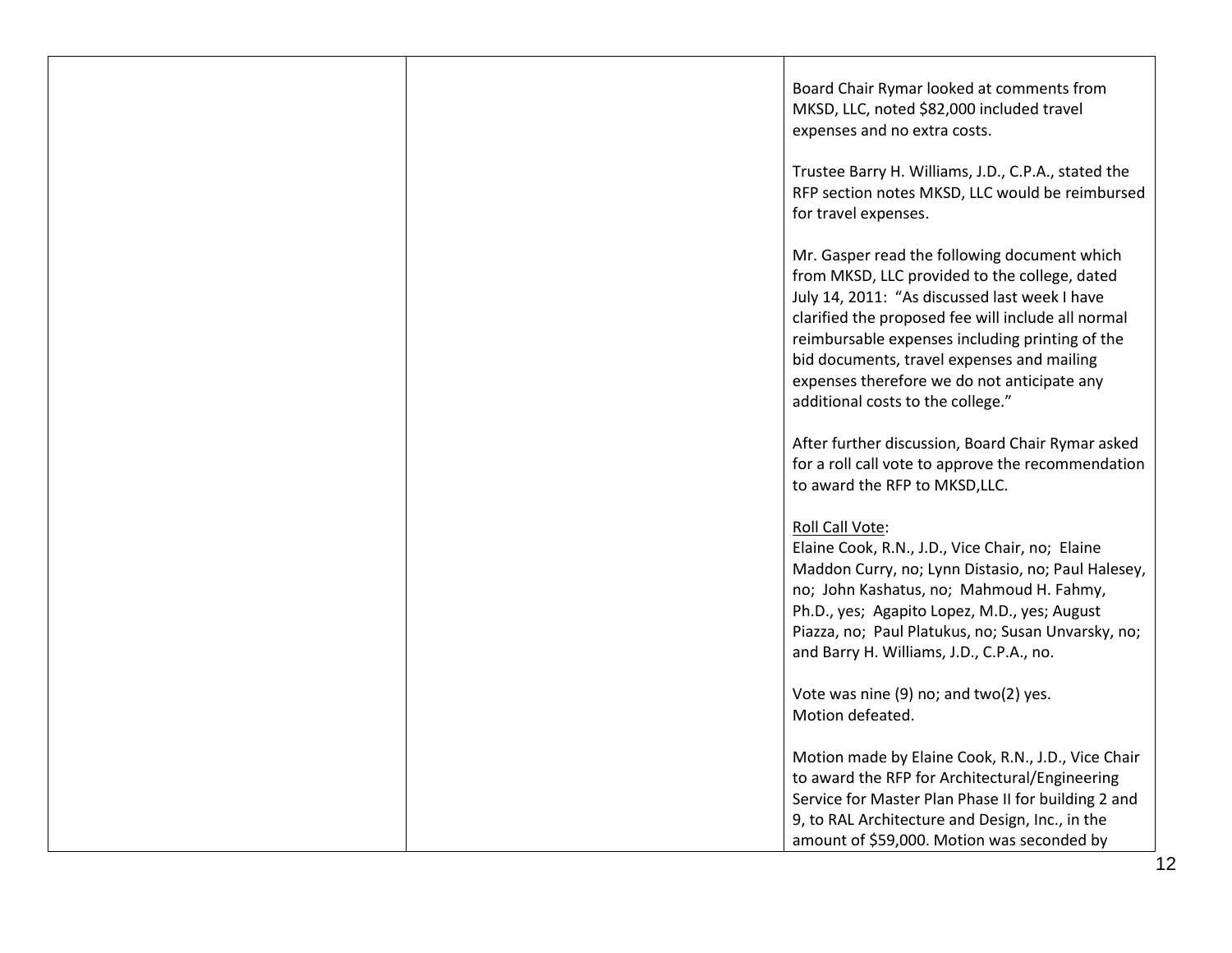| | | |
|---|---|---|
| | | Board Chair Rymar looked at comments from MKSD, LLC, noted \$82,000 included travel expenses and no extra costs.<br><br>Trustee Barry H. Williams, J.D., C.P.A., stated the RFP section notes MKSD, LLC would be reimbursed for travel expenses.<br><br>Mr. Gasper read the following document which from MKSD, LLC provided to the college, dated July 14, 2011: "As discussed last week I have clarified the proposed fee will include all normal reimbursable expenses including printing of the bid documents, travel expenses and mailing expenses therefore we do not anticipate any additional costs to the college."<br><br>After further discussion, Board Chair Rymar asked for a roll call vote to approve the recommendation to award the RFP to MKSD,LLC.<br><br><u>Roll Call Vote</u>:<br>Elaine Cook, R.N., J.D., Vice Chair, no; Elaine Maddon Curry, no; Lynn Distasio, no; Paul Halesey, no; John Kashatus, no; Mahmoud H. Fahmy, Ph.D., yes; Agapito Lopez, M.D., yes; August Piazza, no; Paul Platukus, no; Susan Unvarsky, no; and Barry H. Williams, J.D., C.P.A., no.<br><br>Vote was nine (9) no; and two(2) yes.<br>Motion defeated.<br><br>Motion made by Elaine Cook, R.N., J.D., Vice Chair to award the RFP for Architectural/Engineering Service for Master Plan Phase II for building 2 and 9, to RAL Architecture and Design, Inc., in the amount of \$59,000. Motion was seconded by |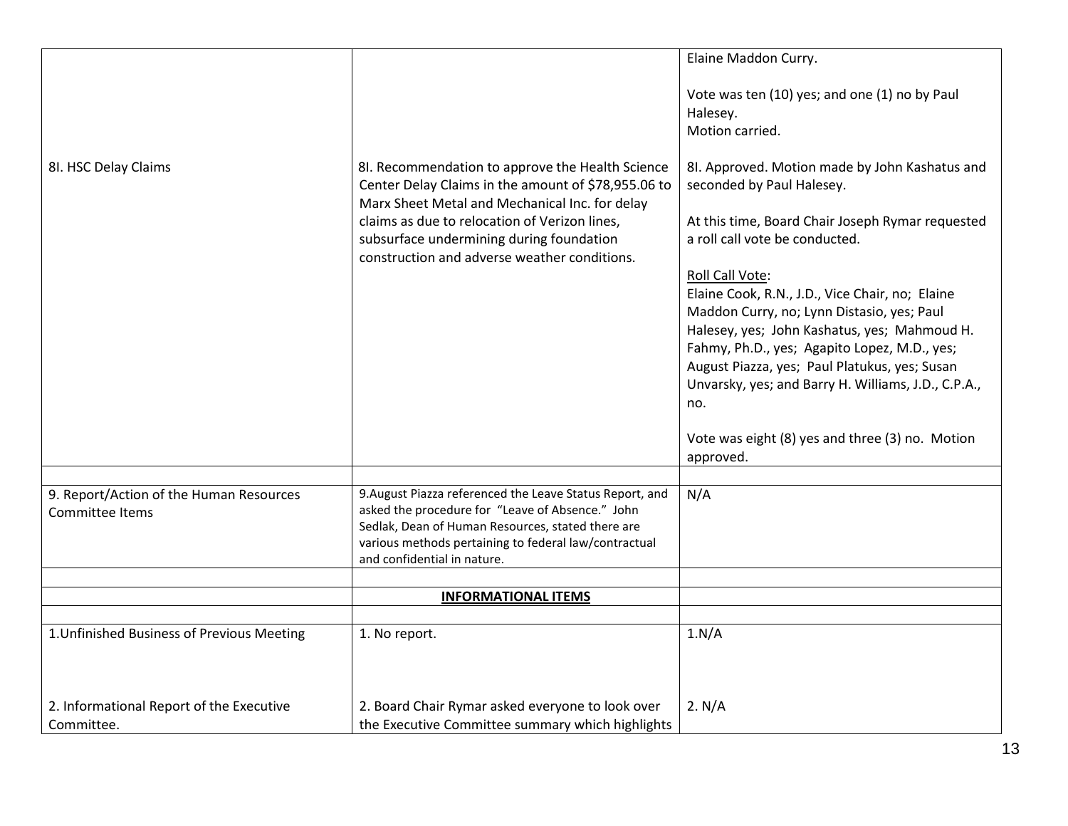| | | |
|---|---|---|
| | | Elaine Maddon Curry.<br><br>Vote was ten (10) yes; and one (1) no by Paul Halesey.<br>Motion carried. |
| 8I. HSC Delay Claims | 8I. Recommendation to approve the Health Science Center Delay Claims in the amount of $78,955.06 to Marx Sheet Metal and Mechanical Inc. for delay claims as due to relocation of Verizon lines, subsurface undermining during foundation construction and adverse weather conditions. | 8I. Approved. Motion made by John Kashatus and seconded by Paul Halesey.<br><br>At this time, Board Chair Joseph Rymar requested a roll call vote be conducted.<br><br>Roll Call Vote:<br>Elaine Cook, R.N., J.D., Vice Chair, no; Elaine Maddon Curry, no; Lynn Distasio, yes; Paul Halesey, yes; John Kashatus, yes; Mahmoud H. Fahmy, Ph.D., yes; Agapito Lopez, M.D., yes; August Piazza, yes; Paul Platukus, yes; Susan Unvarsky, yes; and Barry H. Williams, J.D., C.P.A., no.<br><br>Vote was eight (8) yes and three (3) no. Motion approved. |
| | | |
| 9. Report/Action of the Human Resources Committee Items | 9.August Piazza referenced the Leave Status Report, and asked the procedure for "Leave of Absence." John Sedlak, Dean of Human Resources, stated there are various methods pertaining to federal law/contractual and confidential in nature. | N/A |
| | | |
| | **INFORMATIONAL ITEMS** | |
| | | |
| 1.Unfinished Business of Previous Meeting<br><br><br>2. Informational Report of the Executive Committee. | 1. No report.<br><br><br>2. Board Chair Rymar asked everyone to look over the Executive Committee summary which highlights | 1.N/A<br><br><br>2. N/A |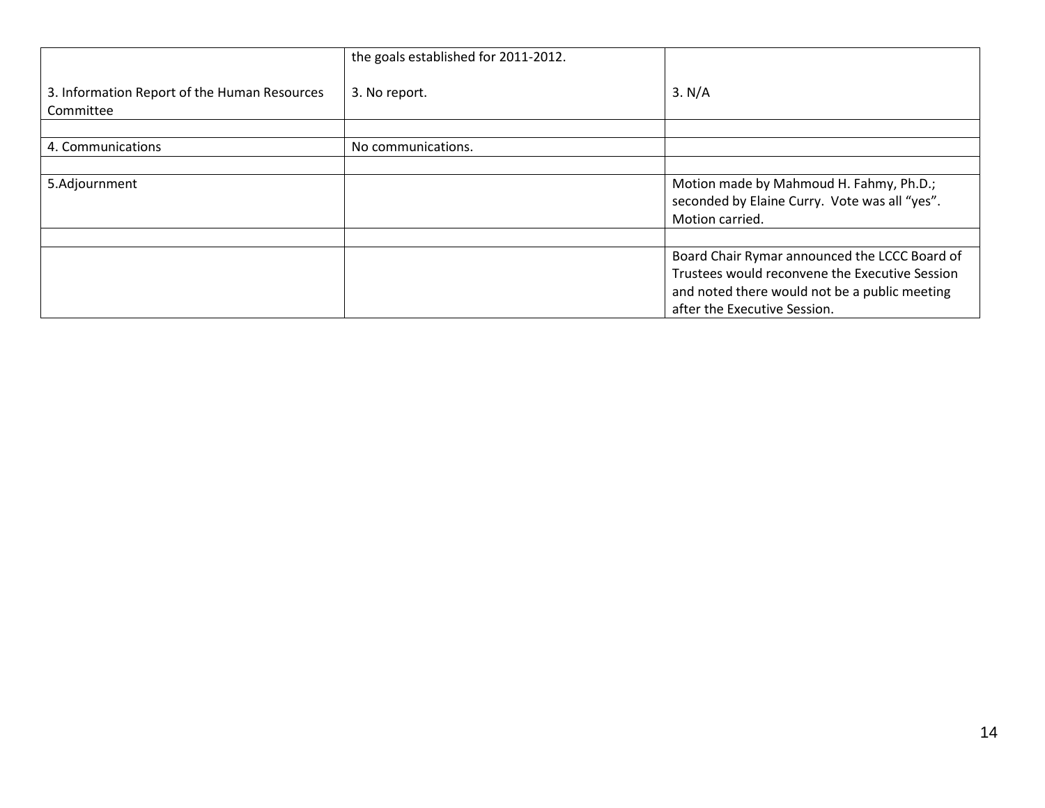| | | |
|---|---|---|
| | the goals established for 2011-2012. | |
| 3. Information Report of the Human Resources Committee | 3. No report. | 3. N/A |
| | | |
| 4. Communications | No communications. | |
| | | |
| 5.Adjournment | | Motion made by Mahmoud H. Fahmy, Ph.D.; seconded by Elaine Curry. Vote was all "yes". Motion carried. |
| | | |
| | | Board Chair Rymar announced the LCCC Board of Trustees would reconvene the Executive Session and noted there would not be a public meeting after the Executive Session. |